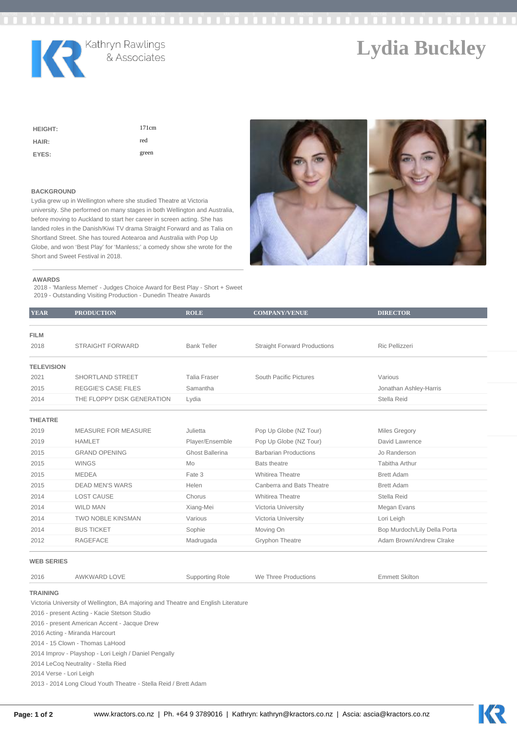Kathryn Rawlings & Associates

# Lydia Buckley

| | |
|---|---|
| **HEIGHT:** | 171cm |
| **HAIR:** | red |
| **EYES:** | green |

## BACKGROUND

Lydia grew up in Wellington where she studied Theatre at Victoria university. She performed on many stages in both Wellington and Australia, before moving to Auckland to start her career in screen acting. She has landed roles in the Danish/Kiwi TV drama Straight Forward and as Talia on Shortland Street. She has toured Aotearoa and Australia with Pop Up Globe, and won 'Best Play' for 'Manless;' a comedy show she wrote for the Short and Sweet Festival in 2018.

## AWARDS

2018 - 'Manless Memet' - Judges Choice Award for Best Play - Short + Sweet
2019 - Outstanding Visiting Production - Dunedin Theatre Awards

| YEAR | PRODUCTION | ROLE | COMPANY/VENUE | DIRECTOR |
|---|---|---|---|---|
| **FILM** | | | | |
| 2018 | STRAIGHT FORWARD | Bank Teller | Straight Forward Productions | Ric Pellizzeri |
| **TELEVISION** | | | | |
| 2021 | SHORTLAND STREET | Talia Fraser | South Pacific Pictures | Various |
| 2015 | REGGIE'S CASE FILES | Samantha | | Jonathan Ashley-Harris |
| 2014 | THE FLOPPY DISK GENERATION | Lydia | | Stella Reid |
| **THEATRE** | | | | |
| 2019 | MEASURE FOR MEASURE | Julietta | Pop Up Globe (NZ Tour) | Miles Gregory |
| 2019 | HAMLET | Player/Ensemble | Pop Up Globe (NZ Tour) | David Lawrence |
| 2015 | GRAND OPENING | Ghost Ballerina | Barbarian Productions | Jo Randerson |
| 2015 | WINGS | Mo | Bats theatre | Tabitha Arthur |
| 2015 | MEDEA | Fate 3 | Whitirea Theatre | Brett Adam |
| 2015 | DEAD MEN'S WARS | Helen | Canberra and Bats Theatre | Brett Adam |
| 2014 | LOST CAUSE | Chorus | Whitirea Theatre | Stella Reid |
| 2014 | WILD MAN | Xiang-Mei | Victoria University | Megan Evans |
| 2014 | TWO NOBLE KINSMAN | Various | Victoria University | Lori Leigh |
| 2014 | BUS TICKET | Sophie | Moving On | Bop Murdoch/Lily Della Porta |
| 2012 | RAGEFACE | Madrugada | Gryphon Theatre | Adam Brown/Andrew Clrake |
| **WEB SERIES** | | | | |
| 2016 | AWKWARD LOVE | Supporting Role | We Three Productions | Emmett Skilton |

## TRAINING

Victoria University of Wellington, BA majoring and Theatre and English Literature
2016 - present Acting - Kacie Stetson Studio
2016 - present American Accent - Jacque Drew
2016 Acting - Miranda Harcourt
2014 - 15 Clown - Thomas LaHood
2014 Improv - Playshop - Lori Leigh / Daniel Pengally
2014 LeCoq Neutrality - Stella Ried
2014 Verse - Lori Leigh
2013 - 2014 Long Cloud Youth Theatre - Stella Reid / Brett Adam

www.kractors.co.nz | Ph. +64 9 3789016 | Kathryn: kathryn@kractors.co.nz | Ascia: ascia@kractors.co.nz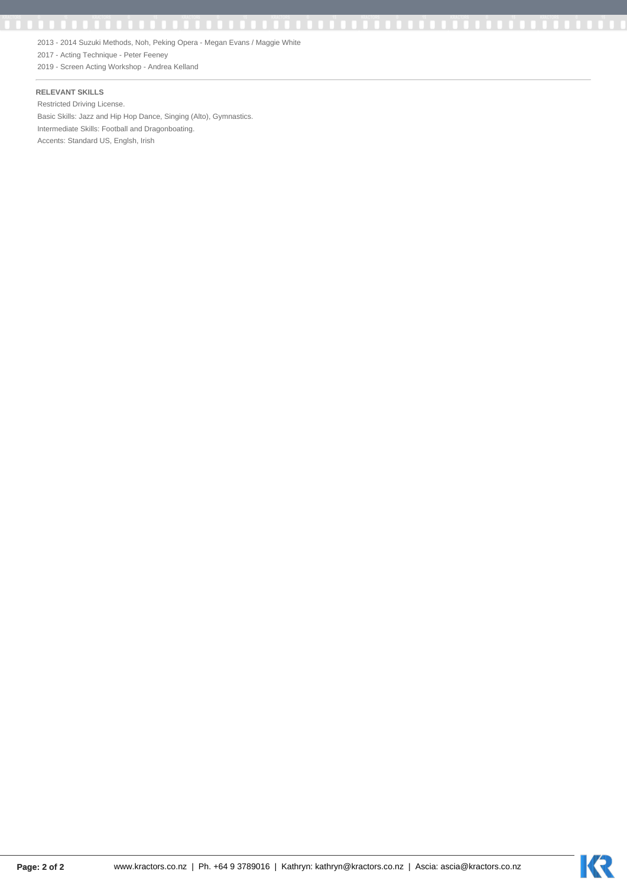2013 - 2014 Suzuki Methods, Noh, Peking Opera - Megan Evans / Maggie White

2017 - Acting Technique - Peter Feeney

2019 - Screen Acting Workshop - Andrea Kelland

---

**RELEVANT SKILLS**

Restricted Driving License.

Basic Skills: Jazz and Hip Hop Dance, Singing (Alto), Gymnastics.

Intermediate Skills: Football and Dragonboating.

Accents: Standard US, Englsh, Irish